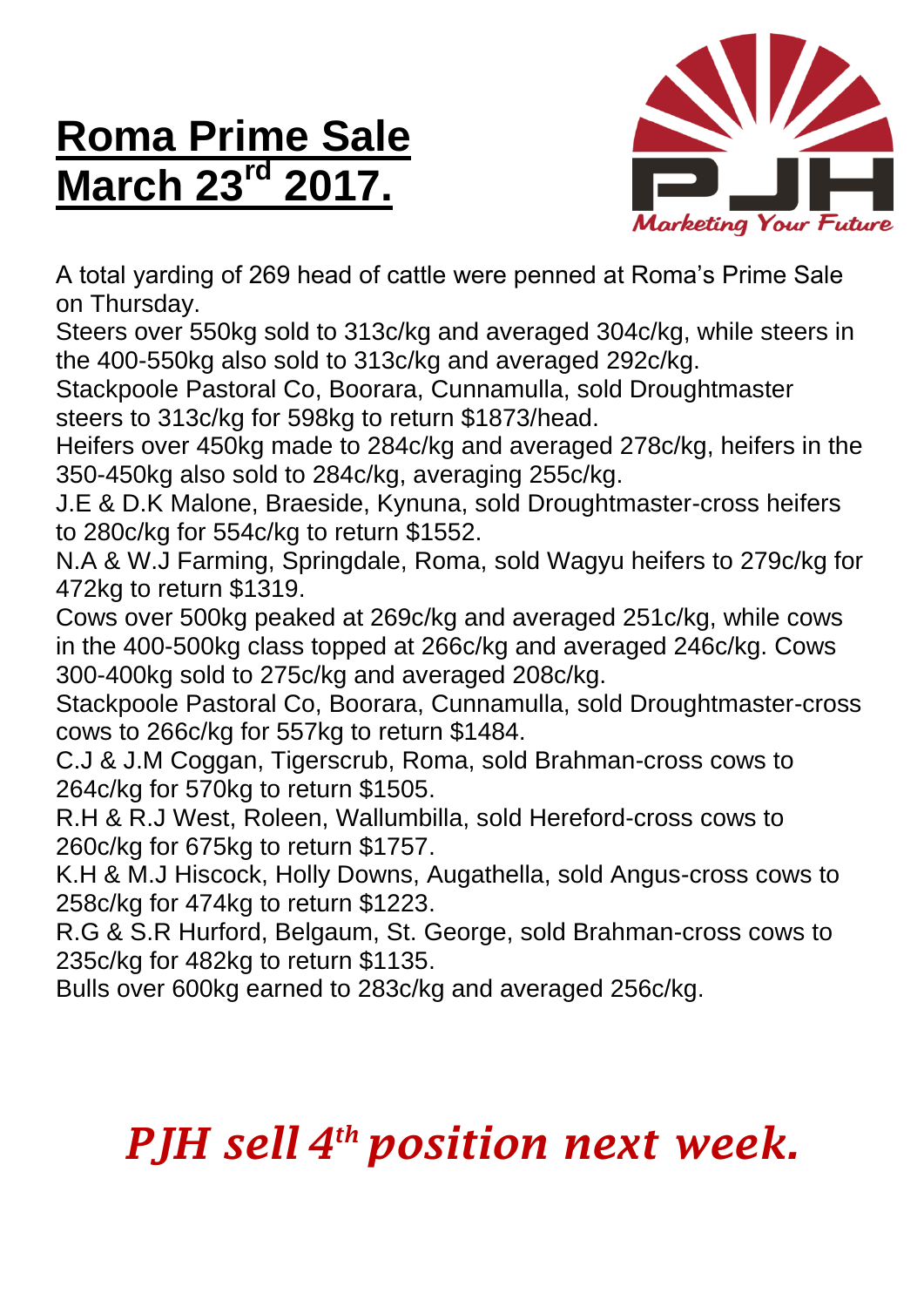# Roma Prime Sale March 23rd 2017.

A total yarding of 269 head of cattle were penned at Roma's Prime Sale on Thursday.

Steers over 550kg sold to 313c/kg and averaged 304c/kg, while steers in the 400-550kg also sold to 313c/kg and averaged 292c/kg.

Stackpoole Pastoral Co, Boorara, Cunnamulla, sold Droughtmaster steers to 313c/kg for 598kg to return $1873/head.

Heifers over 450kg made to 284c/kg and averaged 278c/kg, heifers in the 350-450kg also sold to 284c/kg, averaging 255c/kg.

J.E & D.K Malone, Braeside, Kynuna, sold Droughtmaster-cross heifers to 280c/kg for 554c/kg to return $1552.

N.A & W.J Farming, Springdale, Roma, sold Wagyu heifers to 279c/kg for 472kg to return $1319.

Cows over 500kg peaked at 269c/kg and averaged 251c/kg, while cows in the 400-500kg class topped at 266c/kg and averaged 246c/kg. Cows 300-400kg sold to 275c/kg and averaged 208c/kg.

Stackpoole Pastoral Co, Boorara, Cunnamulla, sold Droughtmaster-cross cows to 266c/kg for 557kg to return $1484.

C.J & J.M Coggan, Tigerscrub, Roma, sold Brahman-cross cows to 264c/kg for 570kg to return $1505.

R.H & R.J West, Roleen, Wallumbilla, sold Hereford-cross cows to 260c/kg for 675kg to return $1757.

K.H & M.J Hiscock, Holly Downs, Augathella, sold Angus-cross cows to 258c/kg for 474kg to return $1223.

R.G & S.R Hurford, Belgaum, St. George, sold Brahman-cross cows to 235c/kg for 482kg to return $1135.

Bulls over 600kg earned to 283c/kg and averaged 256c/kg.

***PJH sell 4th position next week.***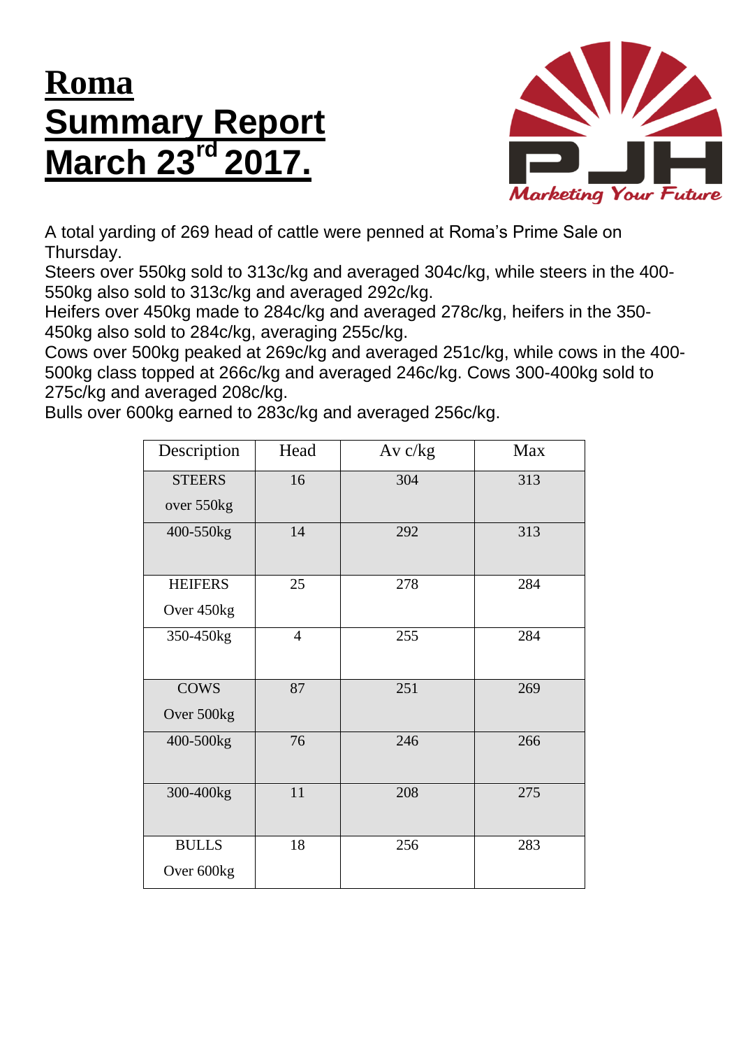# Roma Summary Report March 23rd 2017.

PJH
*Marketing Your Future*

A total yarding of 269 head of cattle were penned at Roma's Prime Sale on Thursday.

Steers over 550kg sold to 313c/kg and averaged 304c/kg, while steers in the 400-550kg also sold to 313c/kg and averaged 292c/kg.

Heifers over 450kg made to 284c/kg and averaged 278c/kg, heifers in the 350-450kg also sold to 284c/kg, averaging 255c/kg.

Cows over 500kg peaked at 269c/kg and averaged 251c/kg, while cows in the 400-500kg class topped at 266c/kg and averaged 246c/kg. Cows 300-400kg sold to 275c/kg and averaged 208c/kg.

Bulls over 600kg earned to 283c/kg and averaged 256c/kg.

| Description | Head | Av c/kg | Max |
|---|---|---|---|
| STEERS over 550kg | 16 | 304 | 313 |
| 400-550kg | 14 | 292 | 313 |
| HEIFERS Over 450kg | 25 | 278 | 284 |
| 350-450kg | 4 | 255 | 284 |
| COWS Over 500kg | 87 | 251 | 269 |
| 400-500kg | 76 | 246 | 266 |
| 300-400kg | 11 | 208 | 275 |
| BULLS Over 600kg | 18 | 256 | 283 |